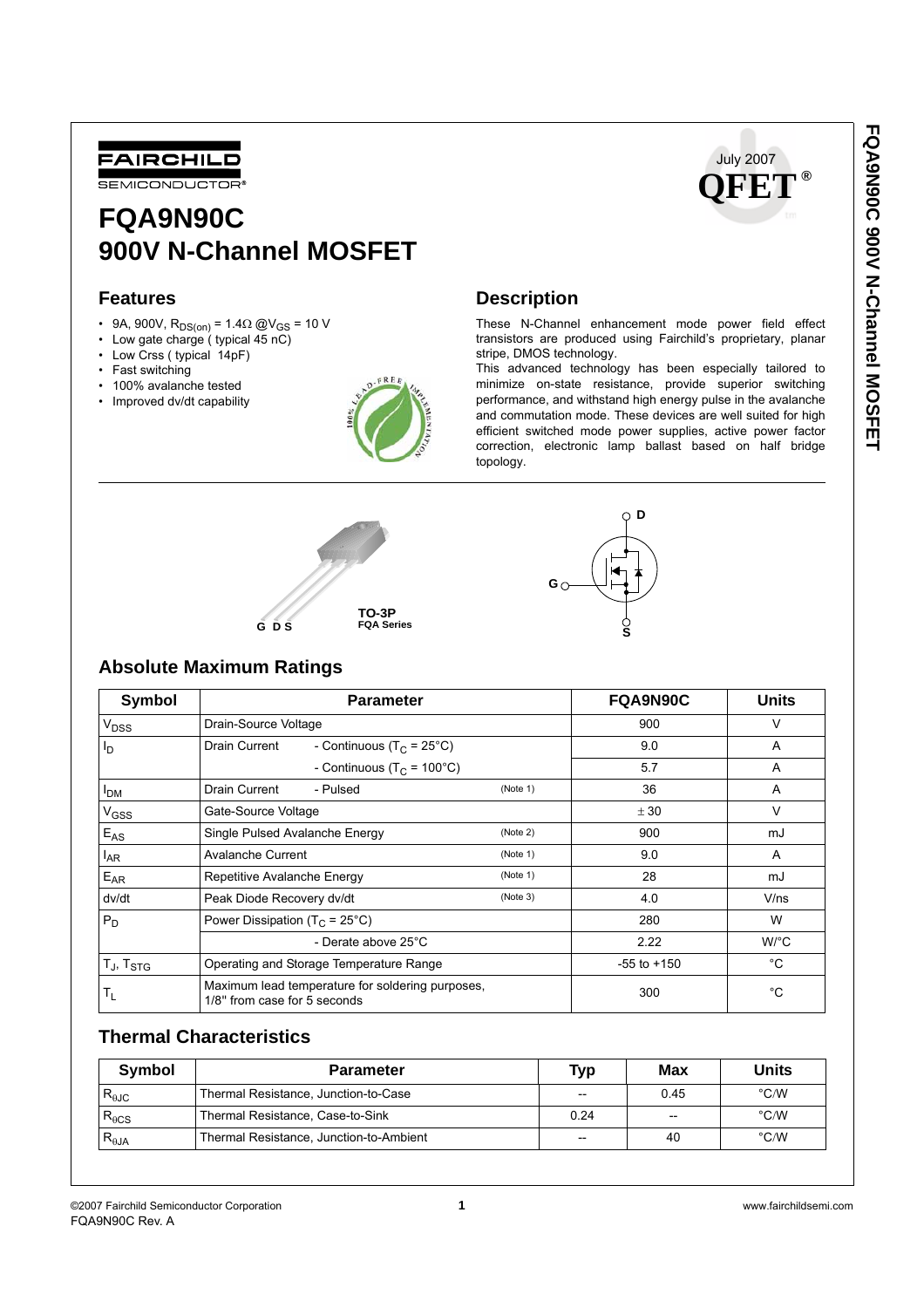FAIRCHILD SEMICONDUCTOR®

July 2007

QFET®

# FQA9N90C
# 900V N-Channel MOSFET

## Features

- 9A, 900V, $R_{DS(on)}$ = 1.4Ω @$V_{GS}$ = 10 V
- Low gate charge ( typical 45 nC)
- Low Crss ( typical 14pF)
- Fast switching
- 100% avalanche tested
- Improved dv/dt capability

## Description

These N-Channel enhancement mode power field effect transistors are produced using Fairchild's proprietary, planar stripe, DMOS technology.

This advanced technology has been especially tailored to minimize on-state resistance, provide superior switching performance, and withstand high energy pulse in the avalanche and commutation mode. These devices are well suited for high efficient switched mode power supplies, active power factor correction, electronic lamp ballast based on half bridge topology.

TO-3P
FQA Series

G D S

## Absolute Maximum Ratings

| Symbol | Parameter | | | FQA9N90C | Units |
|---|---|---|---|---|---|
| $V_{DSS}$ | Drain-Source Voltage | | | 900 | V |
| $I_D$ | Drain Current | - Continuous ($T_C$ = 25°C) | | 9.0 | A |
| | | - Continuous ($T_C$ = 100°C) | | 5.7 | A |
| $I_{DM}$ | Drain Current | - Pulsed | (Note 1) | 36 | A |
| $V_{GSS}$ | Gate-Source Voltage | | | ± 30 | V |
| $E_{AS}$ | Single Pulsed Avalanche Energy | | (Note 2) | 900 | mJ |
| $I_{AR}$ | Avalanche Current | | (Note 1) | 9.0 | A |
| $E_{AR}$ | Repetitive Avalanche Energy | | (Note 1) | 28 | mJ |
| dv/dt | Peak Diode Recovery dv/dt | | (Note 3) | 4.0 | V/ns |
| $P_D$ | Power Dissipation ($T_C$ = 25°C) | | | 280 | W |
| | | - Derate above 25°C | | 2.22 | W/°C |
| $T_J$, $T_{STG}$ | Operating and Storage Temperature Range | | | -55 to +150 | °C |
| $T_L$ | Maximum lead temperature for soldering purposes, 1/8" from case for 5 seconds | | | 300 | °C |

## Thermal Characteristics

| Symbol | Parameter | Typ | Max | Units |
|---|---|---|---|---|
| $R_{\theta JC}$ | Thermal Resistance, Junction-to-Case | -- | 0.45 | °C/W |
| $R_{\theta CS}$ | Thermal Resistance, Case-to-Sink | 0.24 | -- | °C/W |
| $R_{\theta JA}$ | Thermal Resistance, Junction-to-Ambient | -- | 40 | °C/W |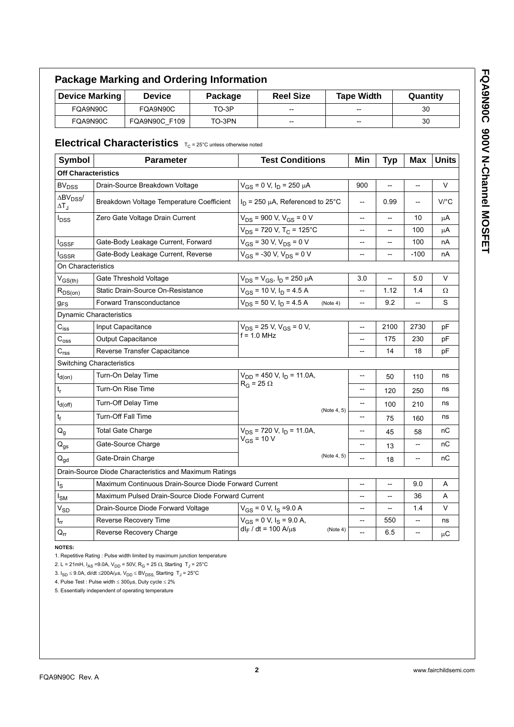## Package Marking and Ordering Information

| Device Marking | Device | Package | Reel Size | Tape Width | Quantity |
|---|---|---|---|---|---|
| FQA9N90C | FQA9N90C | TO-3P | -- | -- | 30 |
| FQA9N90C | FQA9N90C_F109 | TO-3PN | -- | -- | 30 |

## Electrical Characteristics $T_C$ = 25°C unless otherwise noted

| Symbol | Parameter | Test Conditions | Min | Typ | Max | Units |
|---|---|---|---|---|---|---|
| **Off Characteristics** | | | | | | |
| $BV_{DSS}$ | Drain-Source Breakdown Voltage | $V_{GS}$ = 0 V, $I_D$ = 250 μA | 900 | -- | -- | V |
| $\Delta BV_{DSS}/\Delta T_J$ | Breakdown Voltage Temperature Coefficient | $I_D$ = 250 μA, Referenced to 25°C | -- | 0.99 | -- | V/°C |
| $I_{DSS}$ | Zero Gate Voltage Drain Current | $V_{DS}$ = 900 V, $V_{GS}$ = 0 V | -- | -- | 10 | μA |
| | | $V_{DS}$ = 720 V, $T_C$ = 125°C | -- | -- | 100 | μA |
| $I_{GSSF}$ | Gate-Body Leakage Current, Forward | $V_{GS}$ = 30 V, $V_{DS}$ = 0 V | -- | -- | 100 | nA |
| $I_{GSSR}$ | Gate-Body Leakage Current, Reverse | $V_{GS}$ = -30 V, $V_{DS}$ = 0 V | -- | -- | -100 | nA |
| On Characteristics | | | | | | |
| $V_{GS(th)}$ | Gate Threshold Voltage | $V_{DS} = V_{GS}$, $I_D$ = 250 μA | 3.0 | -- | 5.0 | V |
| $R_{DS(on)}$ | Static Drain-Source On-Resistance | $V_{GS}$ = 10 V, $I_D$ = 4.5 A | -- | 1.12 | 1.4 | Ω |
| $g_{FS}$ | Forward Transconductance | $V_{DS}$ = 50 V, $I_D$ = 4.5 A (Note 4) | -- | 9.2 | -- | S |
| Dynamic Characteristics | | | | | | |
| $C_{iss}$ | Input Capacitance | $V_{DS}$ = 25 V, $V_{GS}$ = 0 V, f = 1.0 MHz | -- | 2100 | 2730 | pF |
| $C_{oss}$ | Output Capacitance | | -- | 175 | 230 | pF |
| $C_{rss}$ | Reverse Transfer Capacitance | | -- | 14 | 18 | pF |
| Switching Characteristics | | | | | | |
| $t_{d(on)}$ | Turn-On Delay Time | $V_{DD}$ = 450 V, $I_D$ = 11.0A, $R_G$ = 25 Ω (Note 4, 5) | -- | 50 | 110 | ns |
| $t_r$ | Turn-On Rise Time | | -- | 120 | 250 | ns |
| $t_{d(off)}$ | Turn-Off Delay Time | | -- | 100 | 210 | ns |
| $t_f$ | Turn-Off Fall Time | | -- | 75 | 160 | ns |
| $Q_g$ | Total Gate Charge | $V_{DS}$ = 720 V, $I_D$ = 11.0A, $V_{GS}$ = 10 V (Note 4, 5) | -- | 45 | 58 | nC |
| $Q_{gs}$ | Gate-Source Charge | | -- | 13 | -- | nC |
| $Q_{gd}$ | Gate-Drain Charge | | -- | 18 | -- | nC |
| Drain-Source Diode Characteristics and Maximum Ratings | | | | | | |
| $I_S$ | Maximum Continuous Drain-Source Diode Forward Current | | -- | -- | 9.0 | A |
| $I_{SM}$ | Maximum Pulsed Drain-Source Diode Forward Current | | -- | -- | 36 | A |
| $V_{SD}$ | Drain-Source Diode Forward Voltage | $V_{GS}$ = 0 V, $I_S$ =9.0 A | -- | -- | 1.4 | V |
| $t_{rr}$ | Reverse Recovery Time | $V_{GS}$ = 0 V, $I_S$ = 9.0 A, $dI_F$ / dt = 100 A/μs (Note 4) | -- | 550 | -- | ns |
| $Q_{rr}$ | Reverse Recovery Charge | | -- | 6.5 | -- | μC |

**NOTES:**

1. Repetitive Rating : Pulse width limited by maximum junction temperature
2. L = 21mH, $I_{AS}$ =9.0A, $V_{DD}$ = 50V, $R_G$ = 25 Ω, Starting $T_J$ = 25°C
3. $I_{SD} \leq$ 9.0A, di/dt ≤200A/μs, $V_{DD} \leq BV_{DSS}$, Starting $T_J$ = 25°C
4. Pulse Test : Pulse width ≤ 300μs, Duty cycle ≤ 2%
5. Essentially independent of operating temperature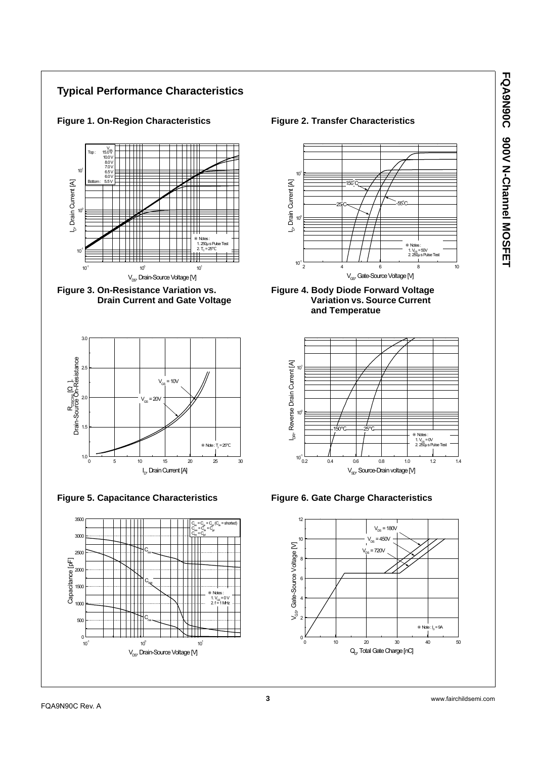## Typical Performance Characteristics

**Figure 1. On-Region Characteristics**

**Figure 2. Transfer Characteristics**

**Figure 3. On-Resistance Variation vs. Drain Current and Gate Voltage**

**Figure 4. Body Diode Forward Voltage Variation vs. Source Current and Temperatue**

**Figure 5. Capacitance Characteristics**

**Figure 6. Gate Charge Characteristics**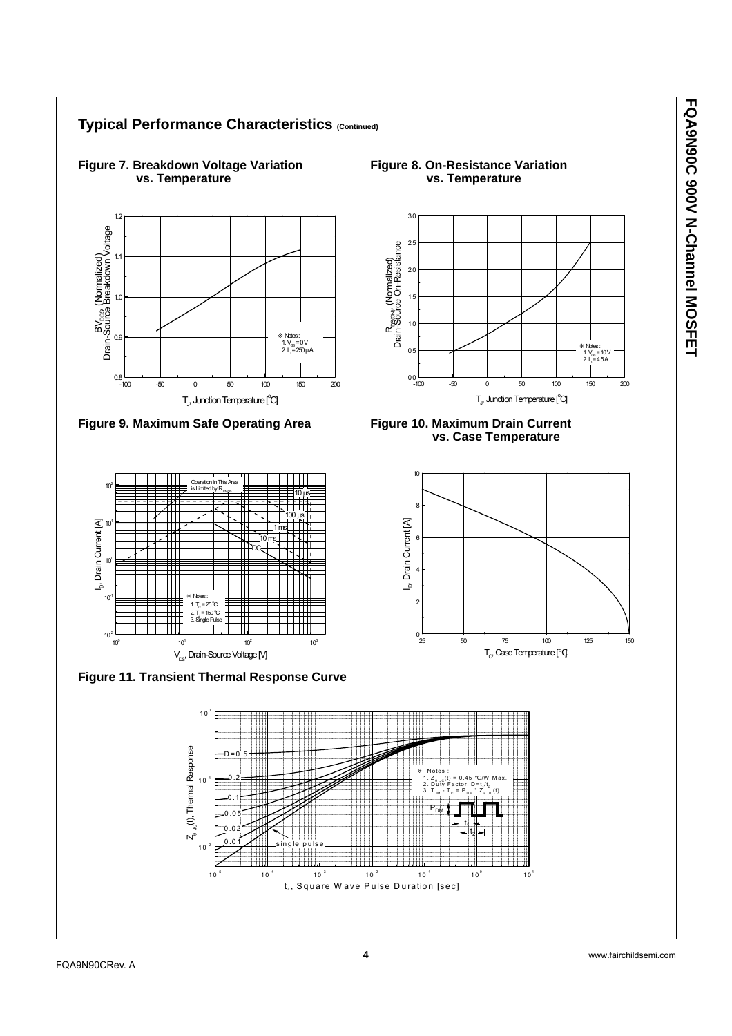## Typical Performance Characteristics (Continued)

**Figure 7. Breakdown Voltage Variation vs. Temperature**

※ Notes :
1. $V_{GS} = 0\ V$
2. $I_D = 250\ \mu A$

$BV_{DSS}$, (Normalized) Drain-Source Breakdown Voltage

$T_J$, Junction Temperature [°C]

**Figure 8. On-Resistance Variation vs. Temperature**

※ Notes :
1. $V_{GS} = 10\ V$
2. $I_D = 4.5\ A$

$R_{DS(ON)}$, (Normalized) Drain-Source On-Resistance

$T_J$, Junction Temperature [°C]

**Figure 9. Maximum Safe Operating Area**

Operation in This Area is Limited by $R_{DS(on)}$

10 µs, 100 µs, 1 ms, 10 ms, DC

※ Notes :
1. $T_C = 25\ °C$
2. $T_J = 150\ °C$
3. Single Pulse

$I_D$, Drain Current [A]

$V_{DS}$, Drain-Source Voltage [V]

**Figure 10. Maximum Drain Current vs. Case Temperature**

$I_D$, Drain Current [A]

$T_C$, Case Temperature [°C]

**Figure 11. Transient Thermal Response Curve**

D = 0.5, 0.2, 0.1, 0.05, 0.02, 0.01, single pulse

※ Notes :
1. $Z_{\theta JC}(t) = 0.45\ °C/W$ Max.
2. Duty Factor, $D = t_1/t_2$
3. $T_{JM} - T_C = P_{DM} * Z_{\theta JC}(t)$

$P_{DM}$, $t_1$, $t_2$

$Z_{\theta JC}(t)$, Thermal Response

$t_1$, Square Wave Pulse Duration [sec]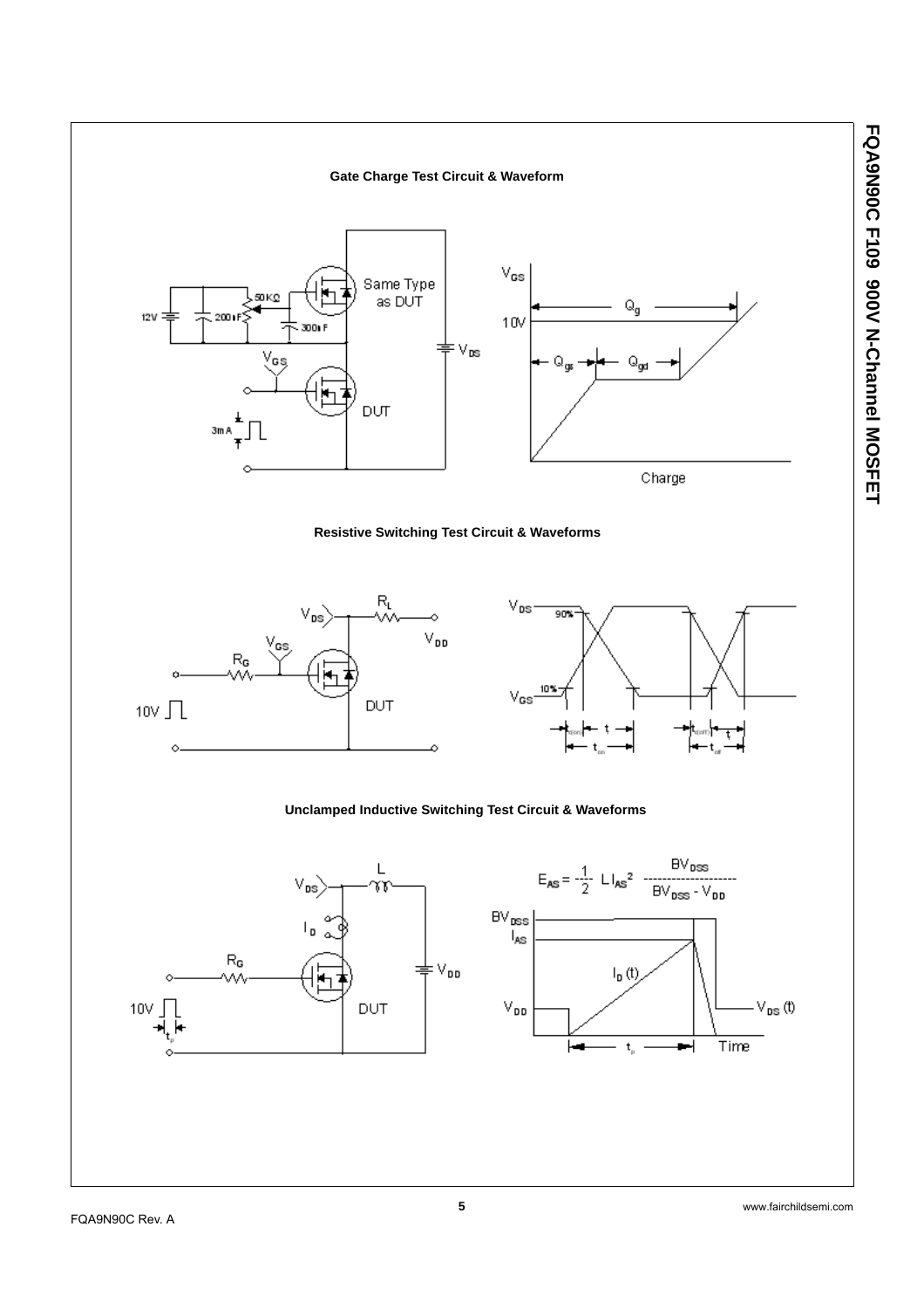### Gate Charge Test Circuit & Waveform

12V 200nF 50KΩ 300nF Same Type as DUT $V_{DS}$ $V_{GS}$ 3mA DUT

$V_{GS}$ 10V $Q_g$ $Q_{gs}$ $Q_{gd}$ Charge

### Resistive Switching Test Circuit & Waveforms

$V_{DS}$ $R_L$ $V_{DD}$ $V_{GS}$ $R_G$ 10V DUT

$V_{DS}$ 90% $V_{GS}$ 10% $t_{d(on)}$ $t_r$ $t_{on}$ $t_{d(off)}$ $t_f$ $t_{off}$

### Unclamped Inductive Switching Test Circuit & Waveforms

$V_{DS}$ L $I_D$ $R_G$ $V_{DD}$ 10V $t_p$ DUT

$$E_{AS} = \frac{1}{2} L I_{AS}^2 \frac{BV_{DSS}}{BV_{DSS} - V_{DD}}$$

$BV_{DSS}$ $I_{AS}$ $I_D(t)$ $V_{DD}$ $V_{DS}(t)$ $t_p$ Time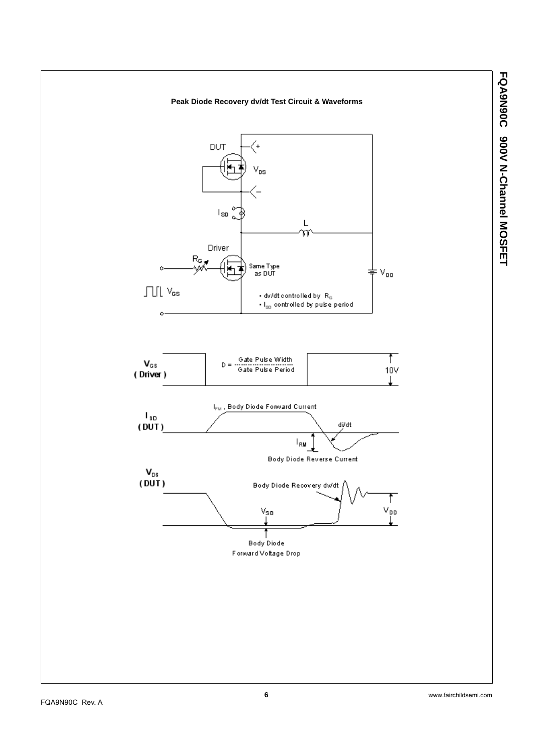**Peak Diode Recovery dv/dt Test Circuit & Waveforms**

DUT

$V_{DS}$

$I_{SD}$

L

Driver

$R_G$

Same Type as DUT

$V_{DD}$

$V_{GS}$

- dv/dt controlled by $R_G$
- $I_{SD}$ controlled by pulse period

**$V_{GS}$ ( Driver )**

$$D = \frac{\text{Gate Pulse Width}}{\text{Gate Pulse Period}}$$

10V

**$I_{SD}$ ( DUT )**

$I_{FM}$ , Body Diode Forward Current

di/dt

$I_{RM}$

Body Diode Reverse Current

**$V_{DS}$ ( DUT )**

Body Diode Recovery dv/dt

$V_{SD}$

$V_{DD}$

Body Diode Forward Voltage Drop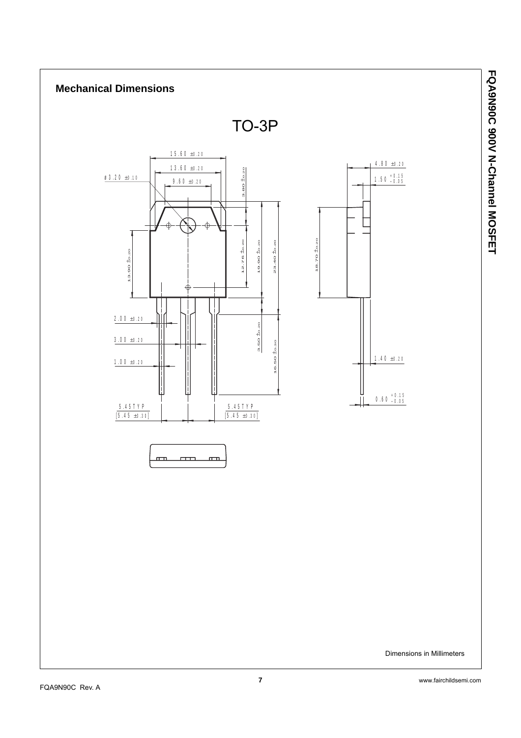# Mechanical Dimensions

## TO-3P

15.60 ±0.20

13.60 ±0.20

9.60 ±0.20

ø3.20 ±0.10

3.80 ±0.20

4.80 ±0.20

1.50 $^{+0.15}_{-0.05}$

13.90 ±0.20

12.76 ±0.20

19.90 ±0.20

23.40 ±0.20

18.70 ±0.20

3.50 ±0.20

16.50 ±0.30

2.00 ±0.20

3.00 ±0.20

1.00 ±0.20

1.40 ±0.20

0.60 $^{+0.15}_{-0.05}$

5.45TYP [5.45 ±0.30]

5.45TYP [5.45 ±0.30]

Dimensions in Millimeters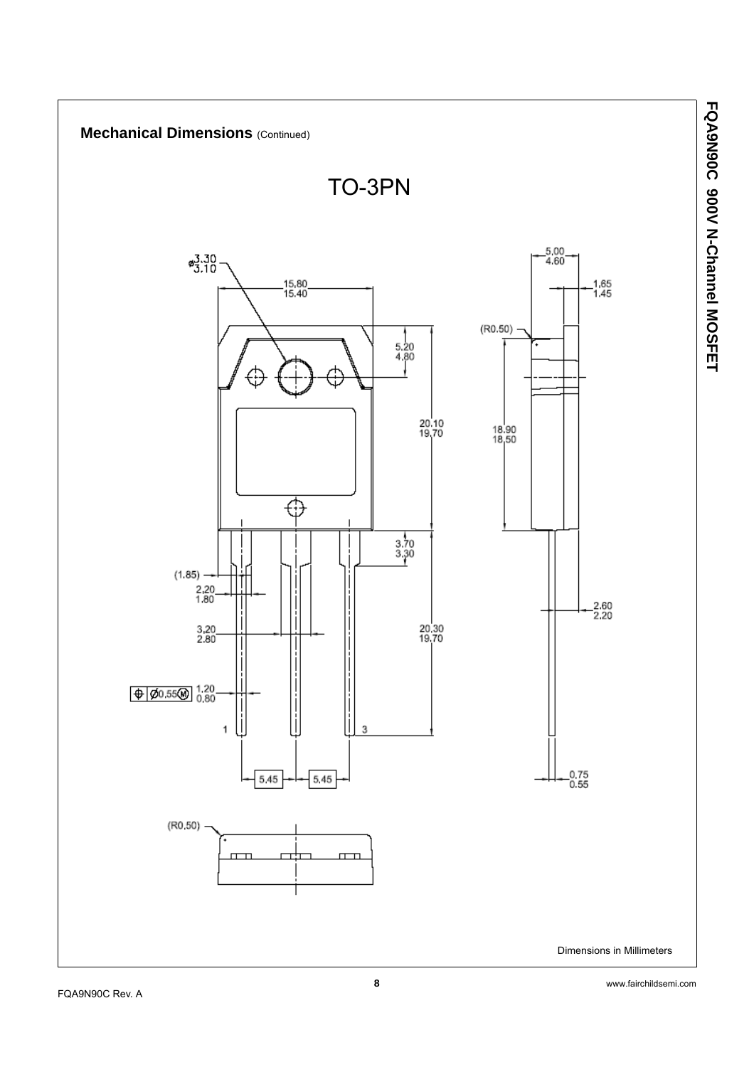## Mechanical Dimensions (Continued)

### TO-3PN

ø3.30 / 3.10

15.80 / 15.40

5.20 / 4.80

20.10 / 19.70

18.90 / 18.50

(R0.50)

5.00 / 4.60

1.65 / 1.45

3.70 / 3.30

(1.85)

2.20 / 1.80

3.20 / 2.80

20.30 / 19.70

2.60 / 2.20

⊕ Ø0.55Ⓜ 1.20 / 0.80

1 3

5.45 5.45

0.75 / 0.55

(R0.50)

Dimensions in Millimeters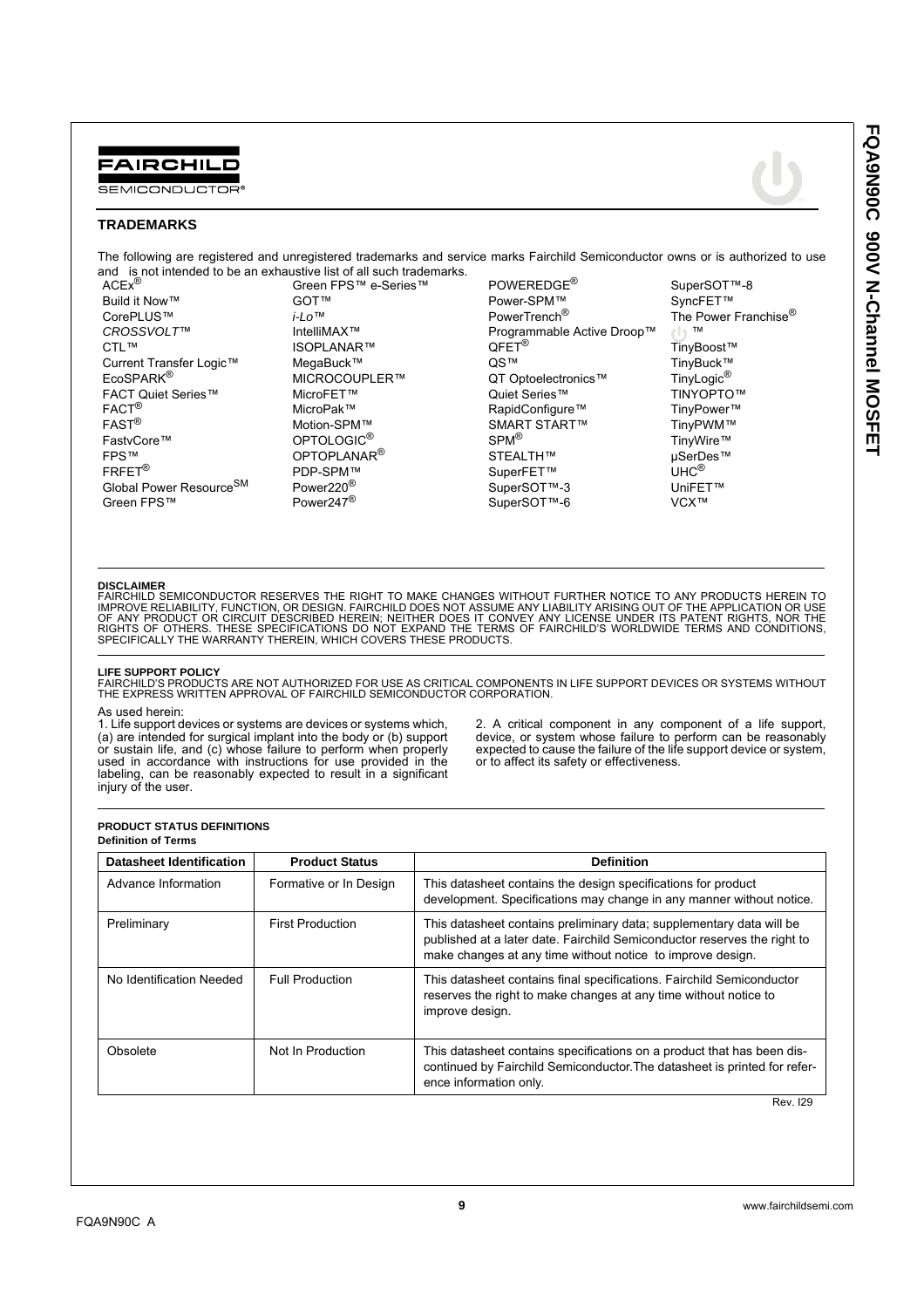## TRADEMARKS

The following are registered and unregistered trademarks and service marks Fairchild Semiconductor owns or is authorized to use and is not intended to be an exhaustive list of all such trademarks.

ACEx®
Build it Now™
CorePLUS™
*CROSSVOLT*™
CTL™
Current Transfer Logic™
EcoSPARK®
FACT Quiet Series™
FACT®
FAST®
FastvCore™
FPS™
FRFET®
Global Power Resource[SM]
Green FPS™
Green FPS™ e-Series™
GOT™
*i-Lo*™
IntelliMAX™
ISOPLANAR™
MegaBuck™
MICROCOUPLER™
MicroFET™
MicroPak™
Motion-SPM™
OPTOLOGIC®
OPTOPLANAR®
PDP-SPM™
Power220®
Power247®
POWEREDGE®
Power-SPM™
PowerTrench®
Programmable Active Droop™
QFET®
QS™
QT Optoelectronics™
Quiet Series™
RapidConfigure™
SMART START™
SPM®
STEALTH™
SuperFET™
SuperSOT™-3
SuperSOT™-6
SuperSOT™-8
SyncFET™
The Power Franchise®
™
TinyBoost™
TinyBuck™
TinyLogic®
TINYOPTO™
TinyPower™
TinyPWM™
TinyWire™
µSerDes™
UHC®
UniFET™
VCX™

**DISCLAIMER**
FAIRCHILD SEMICONDUCTOR RESERVES THE RIGHT TO MAKE CHANGES WITHOUT FURTHER NOTICE TO ANY PRODUCTS HEREIN TO IMPROVE RELIABILITY, FUNCTION, OR DESIGN. FAIRCHILD DOES NOT ASSUME ANY LIABILITY ARISING OUT OF THE APPLICATION OR USE OF ANY PRODUCT OR CIRCUIT DESCRIBED HEREIN; NEITHER DOES IT CONVEY ANY LICENSE UNDER ITS PATENT RIGHTS, NOR THE RIGHTS OF OTHERS. THESE SPECIFICATIONS DO NOT EXPAND THE TERMS OF FAIRCHILD'S WORLDWIDE TERMS AND CONDITIONS, SPECIFICALLY THE WARRANTY THEREIN, WHICH COVERS THESE PRODUCTS.

**LIFE SUPPORT POLICY**
FAIRCHILD'S PRODUCTS ARE NOT AUTHORIZED FOR USE AS CRITICAL COMPONENTS IN LIFE SUPPORT DEVICES OR SYSTEMS WITHOUT THE EXPRESS WRITTEN APPROVAL OF FAIRCHILD SEMICONDUCTOR CORPORATION.

As used herein:

1. Life support devices or systems are devices or systems which, (a) are intended for surgical implant into the body or (b) support or sustain life, and (c) whose failure to perform when properly used in accordance with instructions for use provided in the labeling, can be reasonably expected to result in a significant injury of the user.

2. A critical component in any component of a life support, device, or system whose failure to perform can be reasonably expected to cause the failure of the life support device or system, or to affect its safety or effectiveness.

**PRODUCT STATUS DEFINITIONS**
**Definition of Terms**

| Datasheet Identification | Product Status | Definition |
|---|---|---|
| Advance Information | Formative or In Design | This datasheet contains the design specifications for product development. Specifications may change in any manner without notice. |
| Preliminary | First Production | This datasheet contains preliminary data; supplementary data will be published at a later date. Fairchild Semiconductor reserves the right to make changes at any time without notice to improve design. |
| No Identification Needed | Full Production | This datasheet contains final specifications. Fairchild Semiconductor reserves the right to make changes at any time without notice to improve design. |
| Obsolete | Not In Production | This datasheet contains specifications on a product that has been discontinued by Fairchild Semiconductor.The datasheet is printed for reference information only. |

Rev. I29